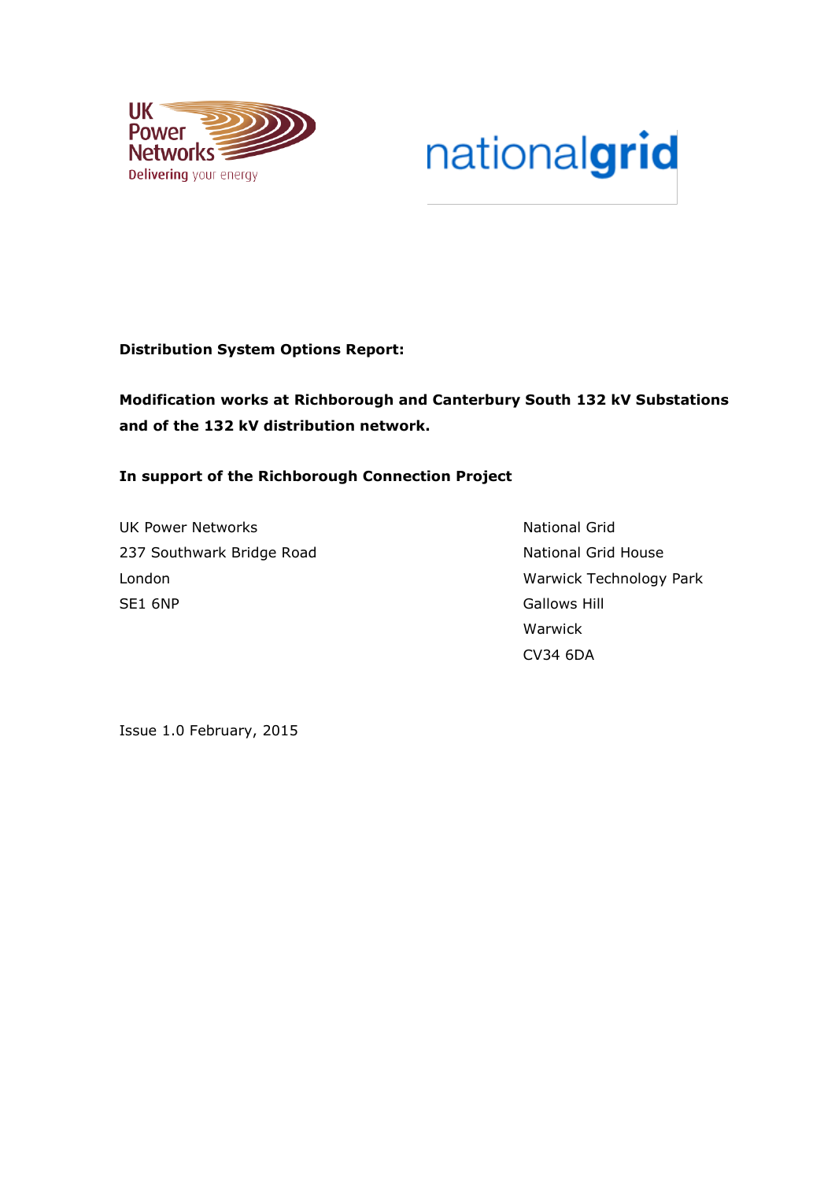**Distribution System Options Report:**

**Modification works at Richborough and Canterbury South 132 kV Substations and of the 132 kV distribution network.**

**In support of the Richborough Connection Project**

UK Power Networks
237 Southwark Bridge Road
London
SE1 6NP

National Grid
National Grid House
Warwick Technology Park
Gallows Hill
Warwick
CV34 6DA

Issue 1.0 February, 2015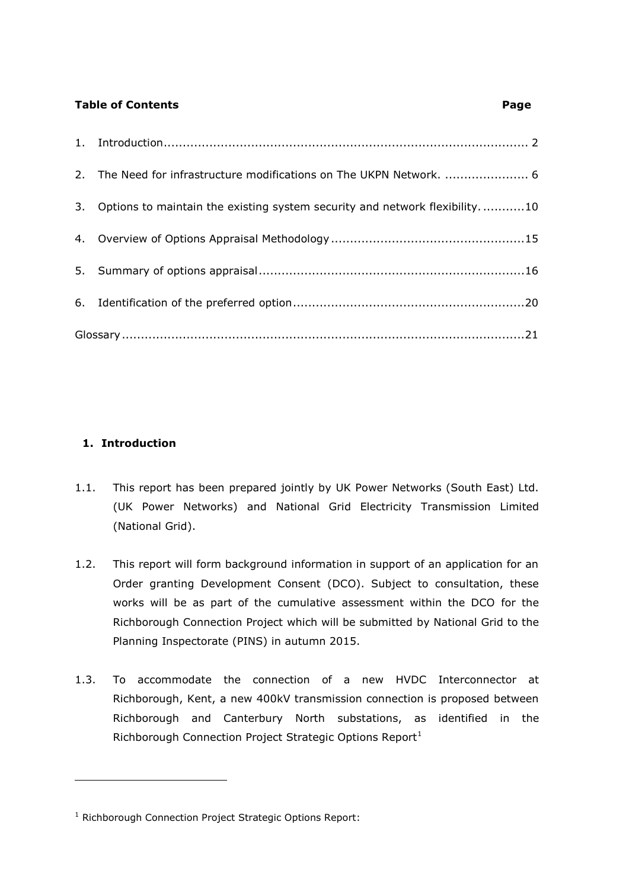**Table of Contents** **Page**

1. Introduction ........................................................................................ 2
2. The Need for infrastructure modifications on The UKPN Network. ...................... 6
3. Options to maintain the existing system security and network flexibility. ...........10
4. Overview of Options Appraisal Methodology ..................................................15
5. Summary of options appraisal .....................................................................16
6. Identification of the preferred option ............................................................20

Glossary .........................................................................................................21

## 1. Introduction

1.1. This report has been prepared jointly by UK Power Networks (South East) Ltd. (UK Power Networks) and National Grid Electricity Transmission Limited (National Grid).

1.2. This report will form background information in support of an application for an Order granting Development Consent (DCO). Subject to consultation, these works will be as part of the cumulative assessment within the DCO for the Richborough Connection Project which will be submitted by National Grid to the Planning Inspectorate (PINS) in autumn 2015.

1.3. To accommodate the connection of a new HVDC Interconnector at Richborough, Kent, a new 400kV transmission connection is proposed between Richborough and Canterbury North substations, as identified in the Richborough Connection Project Strategic Options Report[1]

[1] Richborough Connection Project Strategic Options Report: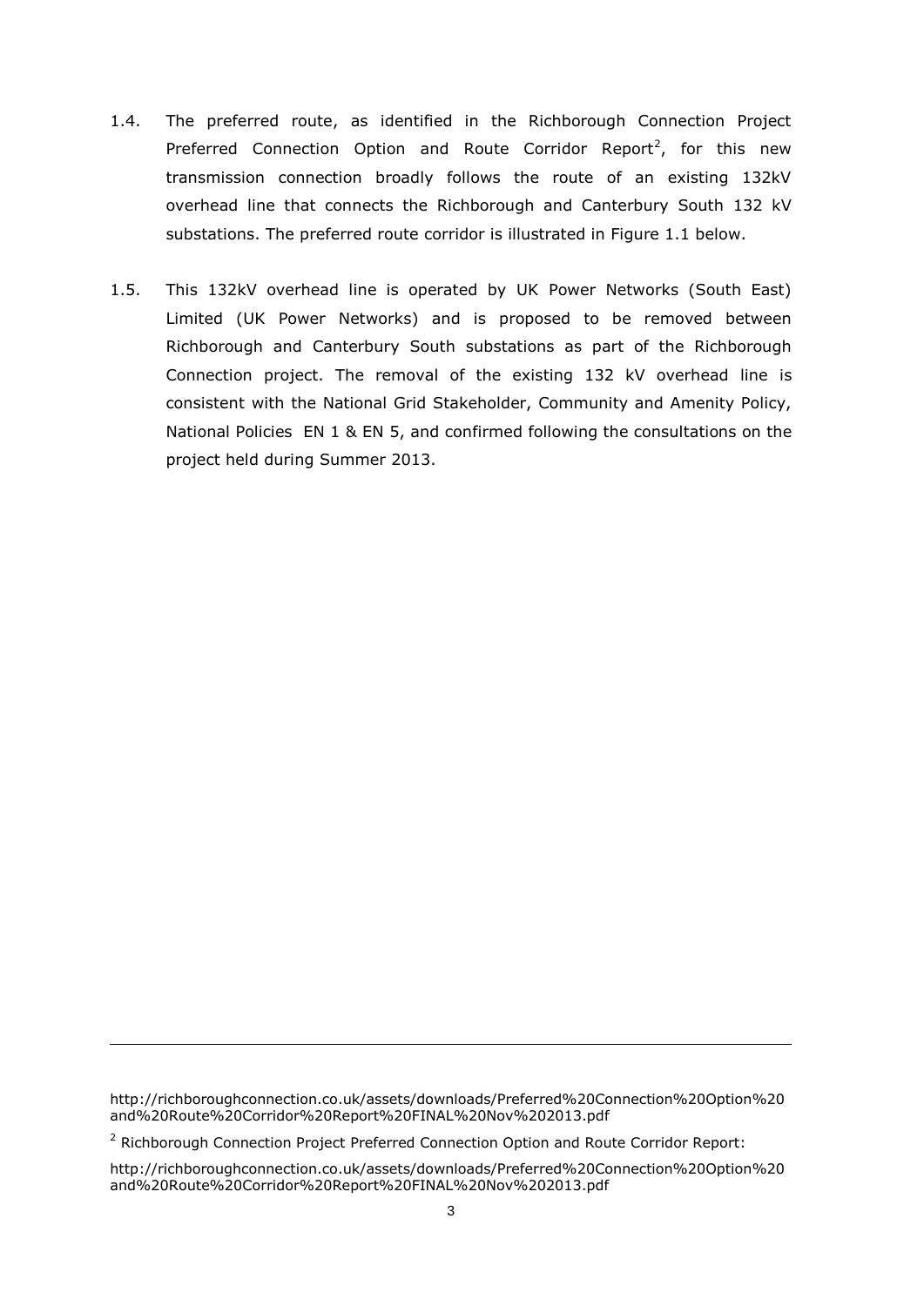1.4. The preferred route, as identified in the Richborough Connection Project Preferred Connection Option and Route Corridor Report[2], for this new transmission connection broadly follows the route of an existing 132kV overhead line that connects the Richborough and Canterbury South 132 kV substations. The preferred route corridor is illustrated in Figure 1.1 below.

1.5. This 132kV overhead line is operated by UK Power Networks (South East) Limited (UK Power Networks) and is proposed to be removed between Richborough and Canterbury South substations as part of the Richborough Connection project. The removal of the existing 132 kV overhead line is consistent with the National Grid Stakeholder, Community and Amenity Policy, National Policies EN 1 & EN 5, and confirmed following the consultations on the project held during Summer 2013.

---

http://richboroughconnection.co.uk/assets/downloads/Preferred%20Connection%20Option%20and%20Route%20Corridor%20Report%20FINAL%20Nov%202013.pdf

[2] Richborough Connection Project Preferred Connection Option and Route Corridor Report:

http://richboroughconnection.co.uk/assets/downloads/Preferred%20Connection%20Option%20and%20Route%20Corridor%20Report%20FINAL%20Nov%202013.pdf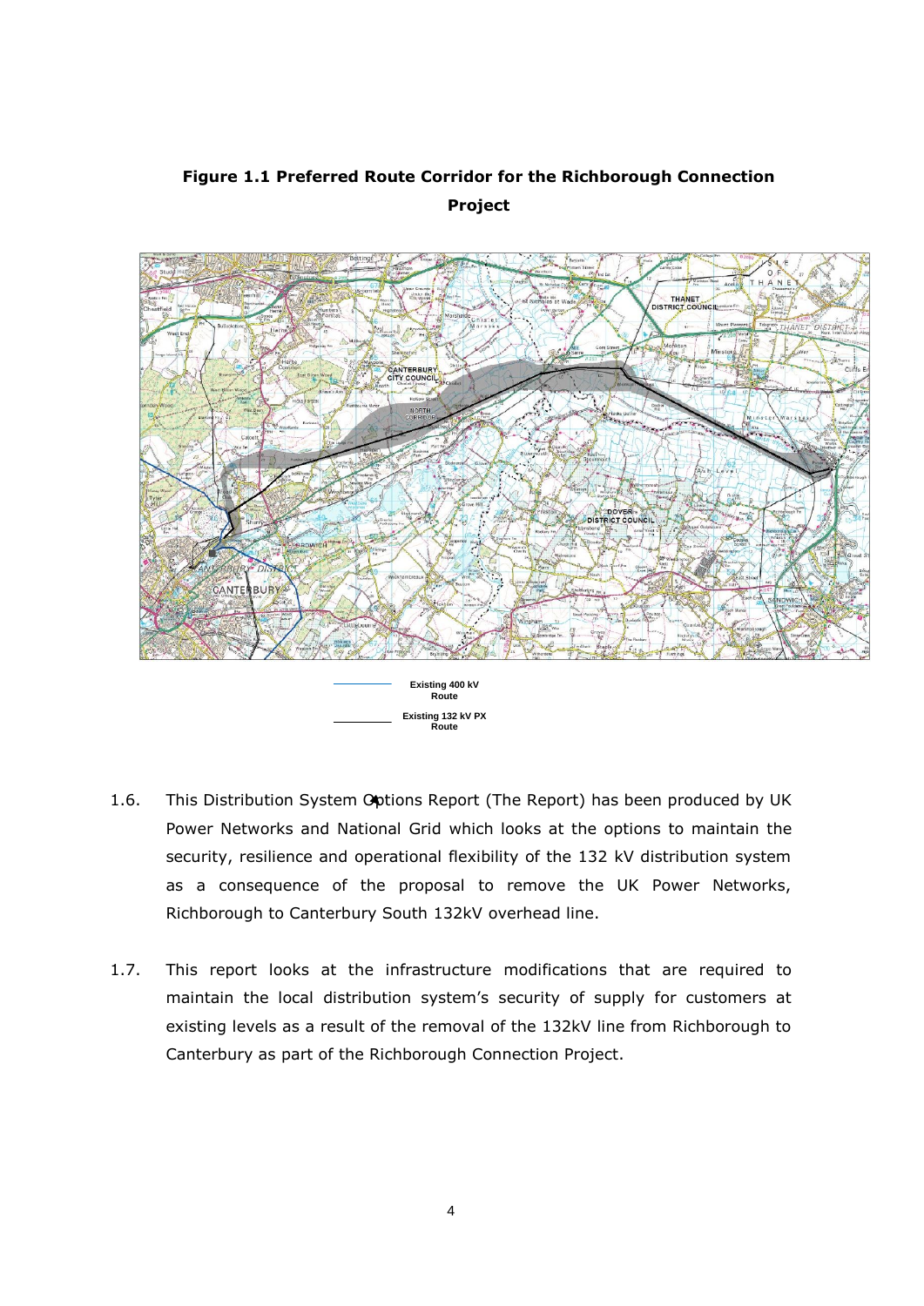**Figure 1.1 Preferred Route Corridor for the Richborough Connection Project**

Existing 400 kV Route

Existing 132 kV PX Route

1.6. This Distribution System Options Report (The Report) has been produced by UK Power Networks and National Grid which looks at the options to maintain the security, resilience and operational flexibility of the 132 kV distribution system as a consequence of the proposal to remove the UK Power Networks, Richborough to Canterbury South 132kV overhead line.

1.7. This report looks at the infrastructure modifications that are required to maintain the local distribution system's security of supply for customers at existing levels as a result of the removal of the 132kV line from Richborough to Canterbury as part of the Richborough Connection Project.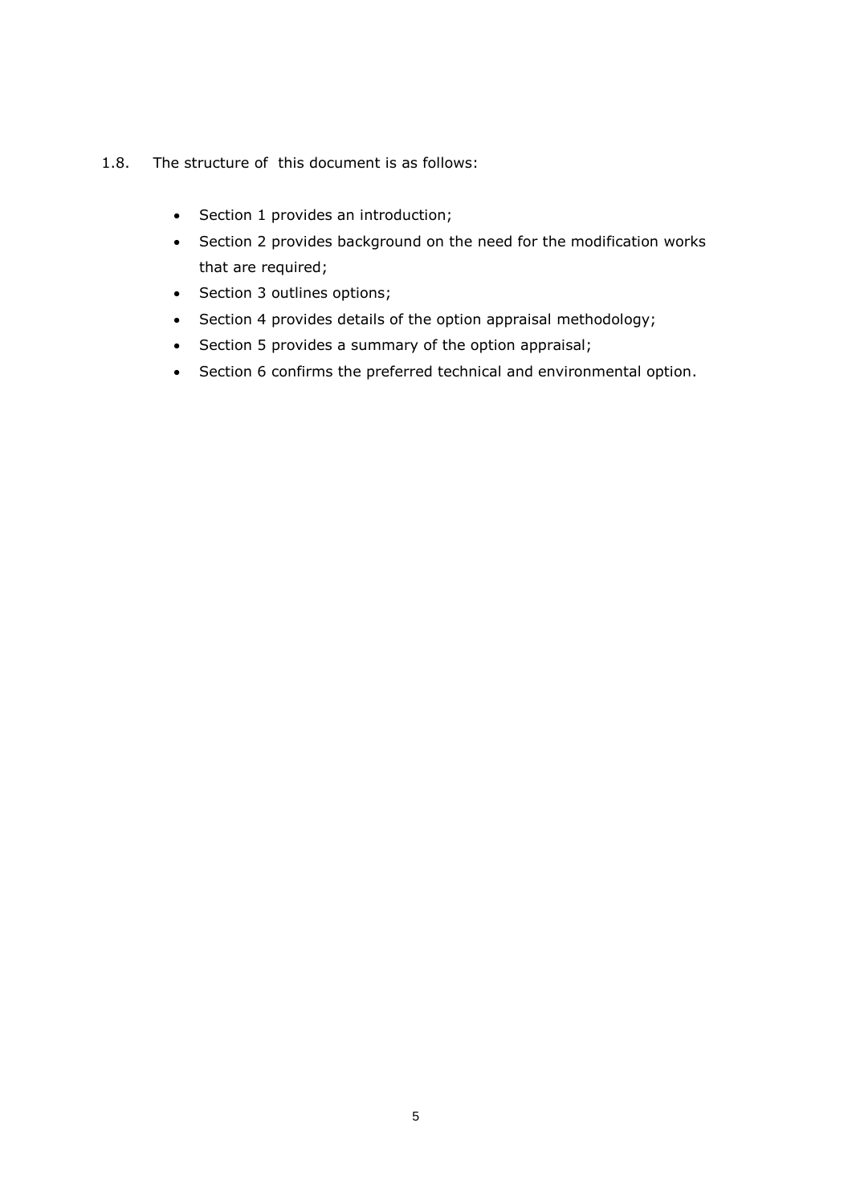1.8. The structure of this document is as follows:

- Section 1 provides an introduction;
- Section 2 provides background on the need for the modification works that are required;
- Section 3 outlines options;
- Section 4 provides details of the option appraisal methodology;
- Section 5 provides a summary of the option appraisal;
- Section 6 confirms the preferred technical and environmental option.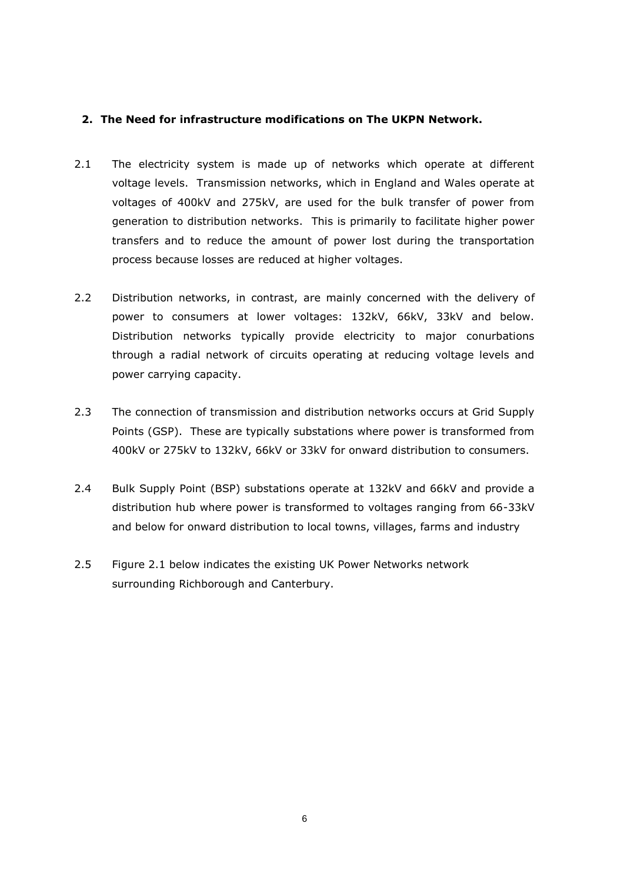## 2. The Need for infrastructure modifications on The UKPN Network.

2.1 The electricity system is made up of networks which operate at different voltage levels. Transmission networks, which in England and Wales operate at voltages of 400kV and 275kV, are used for the bulk transfer of power from generation to distribution networks. This is primarily to facilitate higher power transfers and to reduce the amount of power lost during the transportation process because losses are reduced at higher voltages.

2.2 Distribution networks, in contrast, are mainly concerned with the delivery of power to consumers at lower voltages: 132kV, 66kV, 33kV and below. Distribution networks typically provide electricity to major conurbations through a radial network of circuits operating at reducing voltage levels and power carrying capacity.

2.3 The connection of transmission and distribution networks occurs at Grid Supply Points (GSP). These are typically substations where power is transformed from 400kV or 275kV to 132kV, 66kV or 33kV for onward distribution to consumers.

2.4 Bulk Supply Point (BSP) substations operate at 132kV and 66kV and provide a distribution hub where power is transformed to voltages ranging from 66-33kV and below for onward distribution to local towns, villages, farms and industry

2.5 Figure 2.1 below indicates the existing UK Power Networks network surrounding Richborough and Canterbury.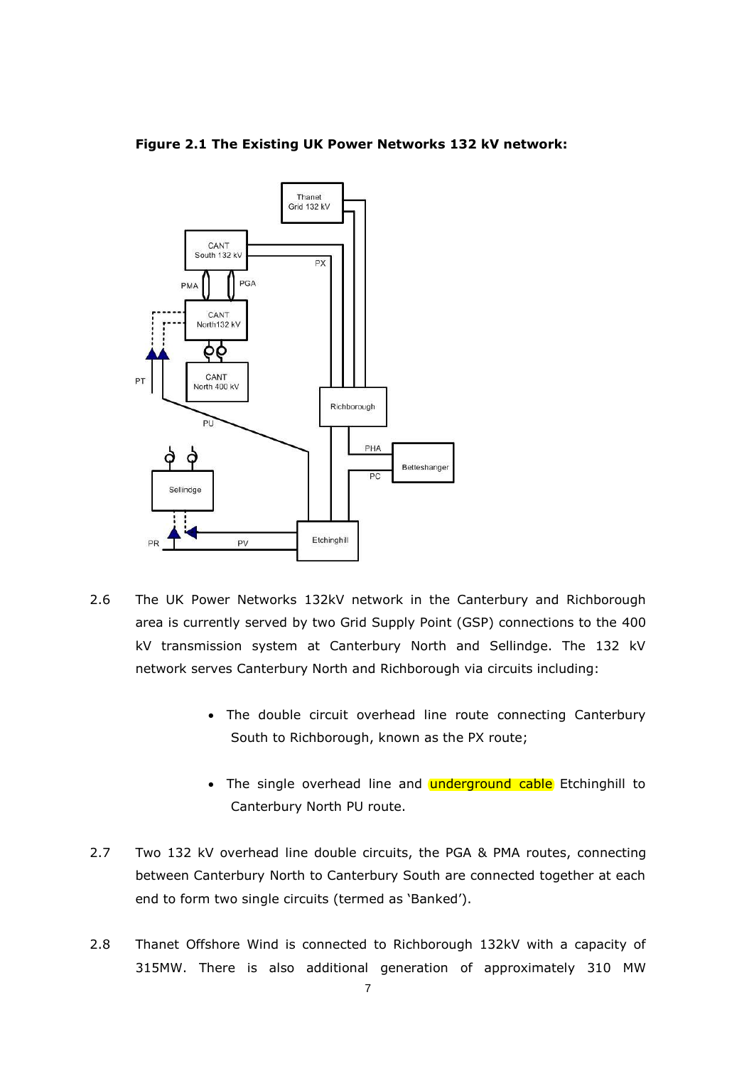**Figure 2.1 The Existing UK Power Networks 132 kV network:**

2.6 The UK Power Networks 132kV network in the Canterbury and Richborough area is currently served by two Grid Supply Point (GSP) connections to the 400 kV transmission system at Canterbury North and Sellindge. The 132 kV network serves Canterbury North and Richborough via circuits including:

- The double circuit overhead line route connecting Canterbury South to Richborough, known as the PX route;
- The single overhead line and underground cable Etchinghill to Canterbury North PU route.

2.7 Two 132 kV overhead line double circuits, the PGA & PMA routes, connecting between Canterbury North to Canterbury South are connected together at each end to form two single circuits (termed as 'Banked').

2.8 Thanet Offshore Wind is connected to Richborough 132kV with a capacity of 315MW. There is also additional generation of approximately 310 MW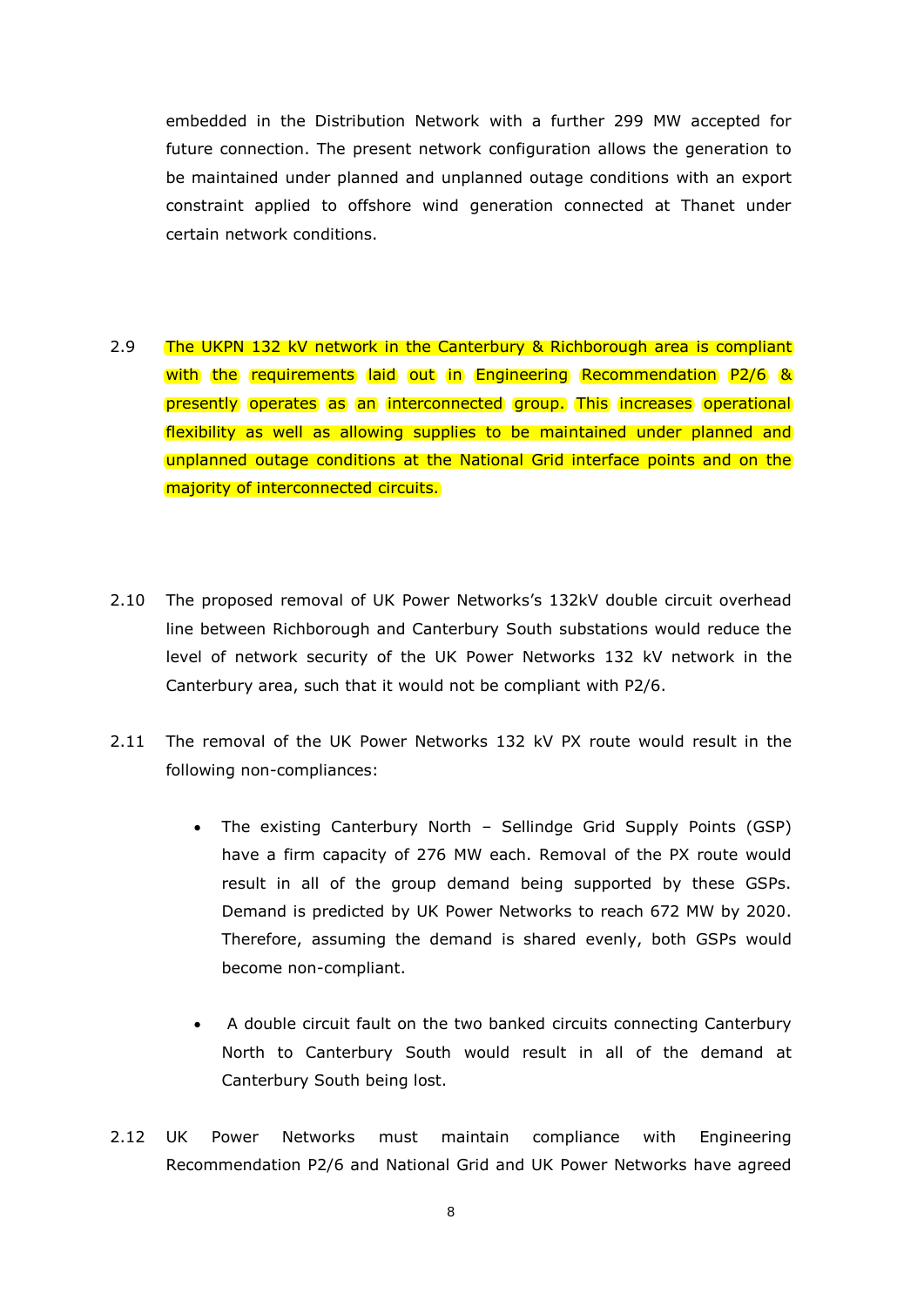embedded in the Distribution Network with a further 299 MW accepted for future connection. The present network configuration allows the generation to be maintained under planned and unplanned outage conditions with an export constraint applied to offshore wind generation connected at Thanet under certain network conditions.

2.9 The UKPN 132 kV network in the Canterbury & Richborough area is compliant with the requirements laid out in Engineering Recommendation P2/6 & presently operates as an interconnected group. This increases operational flexibility as well as allowing supplies to be maintained under planned and unplanned outage conditions at the National Grid interface points and on the majority of interconnected circuits.

2.10 The proposed removal of UK Power Networks's 132kV double circuit overhead line between Richborough and Canterbury South substations would reduce the level of network security of the UK Power Networks 132 kV network in the Canterbury area, such that it would not be compliant with P2/6.

2.11 The removal of the UK Power Networks 132 kV PX route would result in the following non-compliances:

- The existing Canterbury North – Sellindge Grid Supply Points (GSP) have a firm capacity of 276 MW each. Removal of the PX route would result in all of the group demand being supported by these GSPs. Demand is predicted by UK Power Networks to reach 672 MW by 2020. Therefore, assuming the demand is shared evenly, both GSPs would become non-compliant.

- A double circuit fault on the two banked circuits connecting Canterbury North to Canterbury South would result in all of the demand at Canterbury South being lost.

2.12 UK Power Networks must maintain compliance with Engineering Recommendation P2/6 and National Grid and UK Power Networks have agreed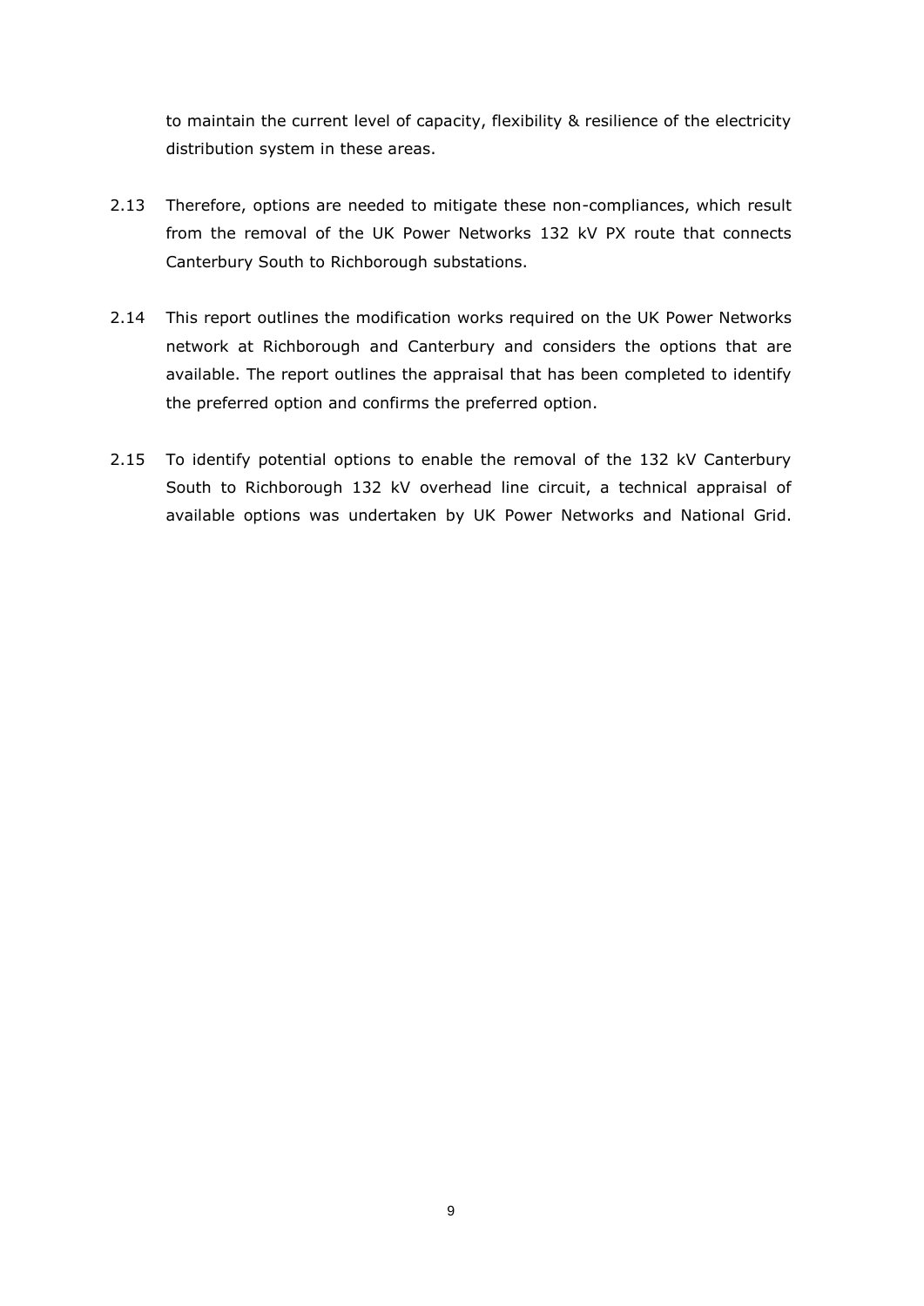to maintain the current level of capacity, flexibility & resilience of the electricity distribution system in these areas.

2.13 Therefore, options are needed to mitigate these non-compliances, which result from the removal of the UK Power Networks 132 kV PX route that connects Canterbury South to Richborough substations.

2.14 This report outlines the modification works required on the UK Power Networks network at Richborough and Canterbury and considers the options that are available. The report outlines the appraisal that has been completed to identify the preferred option and confirms the preferred option.

2.15 To identify potential options to enable the removal of the 132 kV Canterbury South to Richborough 132 kV overhead line circuit, a technical appraisal of available options was undertaken by UK Power Networks and National Grid.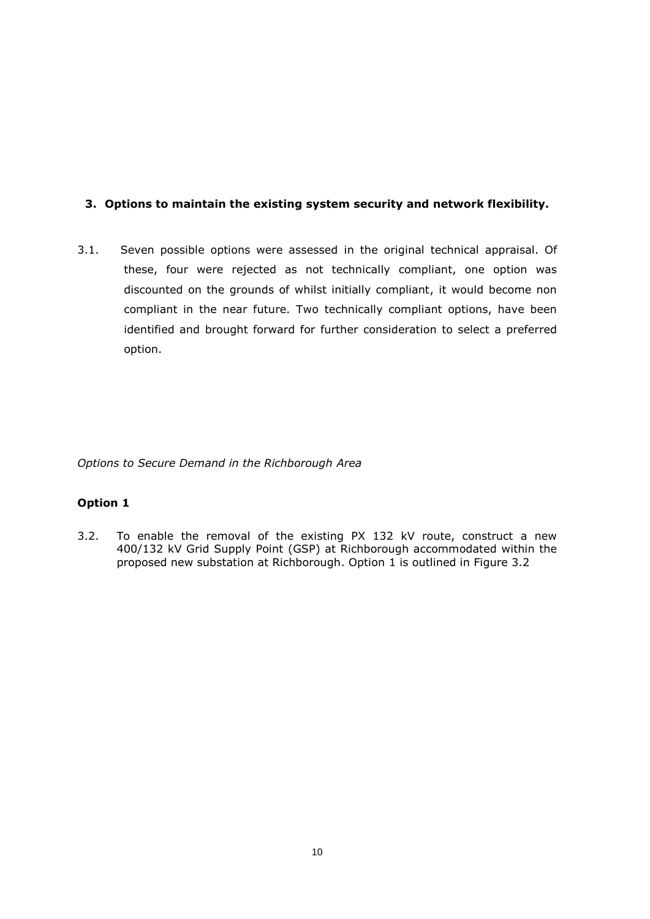## 3. Options to maintain the existing system security and network flexibility.

3.1. Seven possible options were assessed in the original technical appraisal. Of these, four were rejected as not technically compliant, one option was discounted on the grounds of whilst initially compliant, it would become non compliant in the near future. Two technically compliant options, have been identified and brought forward for further consideration to select a preferred option.

*Options to Secure Demand in the Richborough Area*

**Option 1**

3.2. To enable the removal of the existing PX 132 kV route, construct a new 400/132 kV Grid Supply Point (GSP) at Richborough accommodated within the proposed new substation at Richborough. Option 1 is outlined in Figure 3.2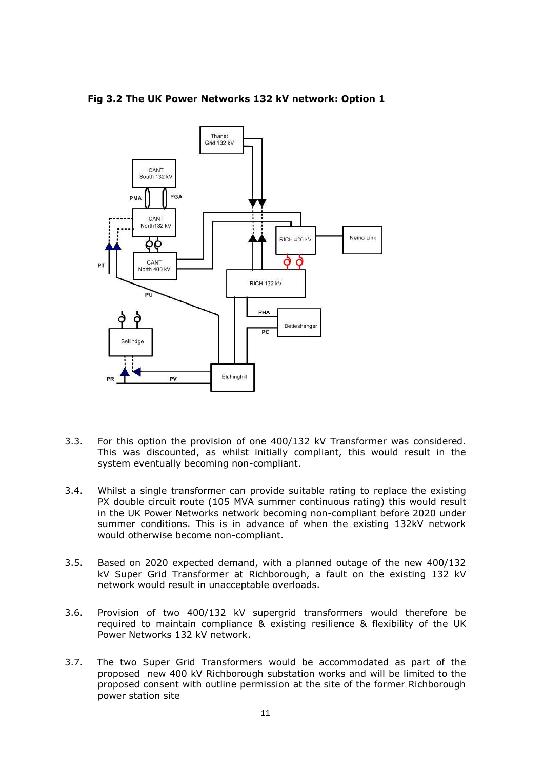**Fig 3.2 The UK Power Networks 132 kV network: Option 1**

3.3. For this option the provision of one 400/132 kV Transformer was considered. This was discounted, as whilst initially compliant, this would result in the system eventually becoming non-compliant.

3.4. Whilst a single transformer can provide suitable rating to replace the existing PX double circuit route (105 MVA summer continuous rating) this would result in the UK Power Networks network becoming non-compliant before 2020 under summer conditions. This is in advance of when the existing 132kV network would otherwise become non-compliant.

3.5. Based on 2020 expected demand, with a planned outage of the new 400/132 kV Super Grid Transformer at Richborough, a fault on the existing 132 kV network would result in unacceptable overloads.

3.6. Provision of two 400/132 kV supergrid transformers would therefore be required to maintain compliance & existing resilience & flexibility of the UK Power Networks 132 kV network.

3.7. The two Super Grid Transformers would be accommodated as part of the proposed new 400 kV Richborough substation works and will be limited to the proposed consent with outline permission at the site of the former Richborough power station site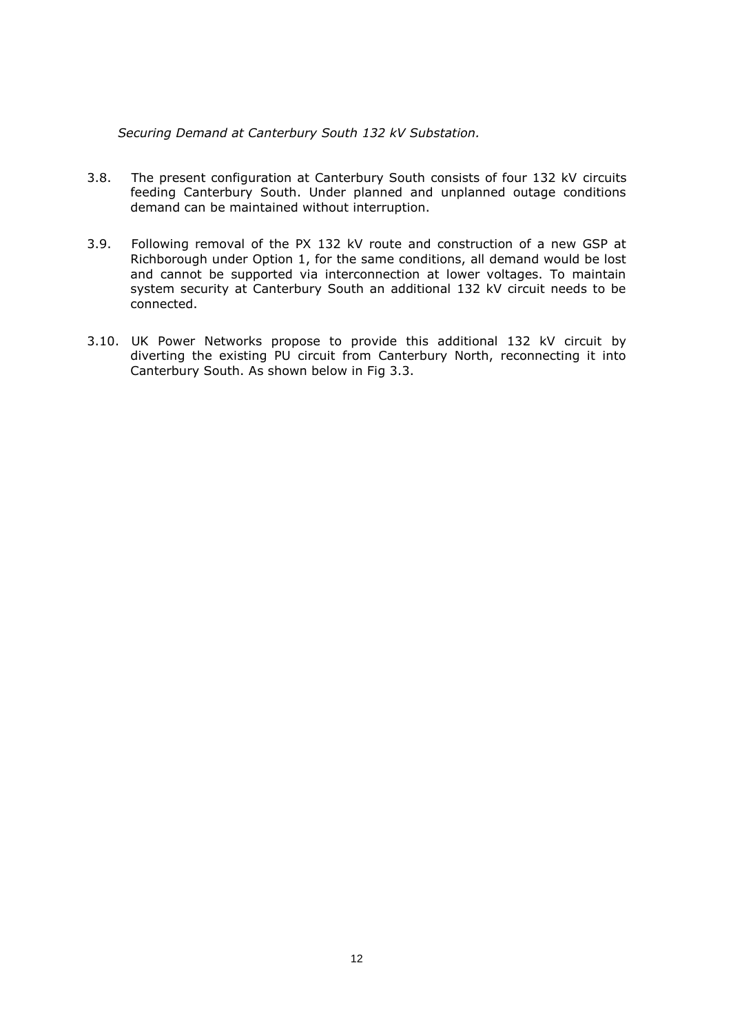*Securing Demand at Canterbury South 132 kV Substation.*

3.8. The present configuration at Canterbury South consists of four 132 kV circuits feeding Canterbury South. Under planned and unplanned outage conditions demand can be maintained without interruption.

3.9. Following removal of the PX 132 kV route and construction of a new GSP at Richborough under Option 1, for the same conditions, all demand would be lost and cannot be supported via interconnection at lower voltages. To maintain system security at Canterbury South an additional 132 kV circuit needs to be connected.

3.10. UK Power Networks propose to provide this additional 132 kV circuit by diverting the existing PU circuit from Canterbury North, reconnecting it into Canterbury South. As shown below in Fig 3.3.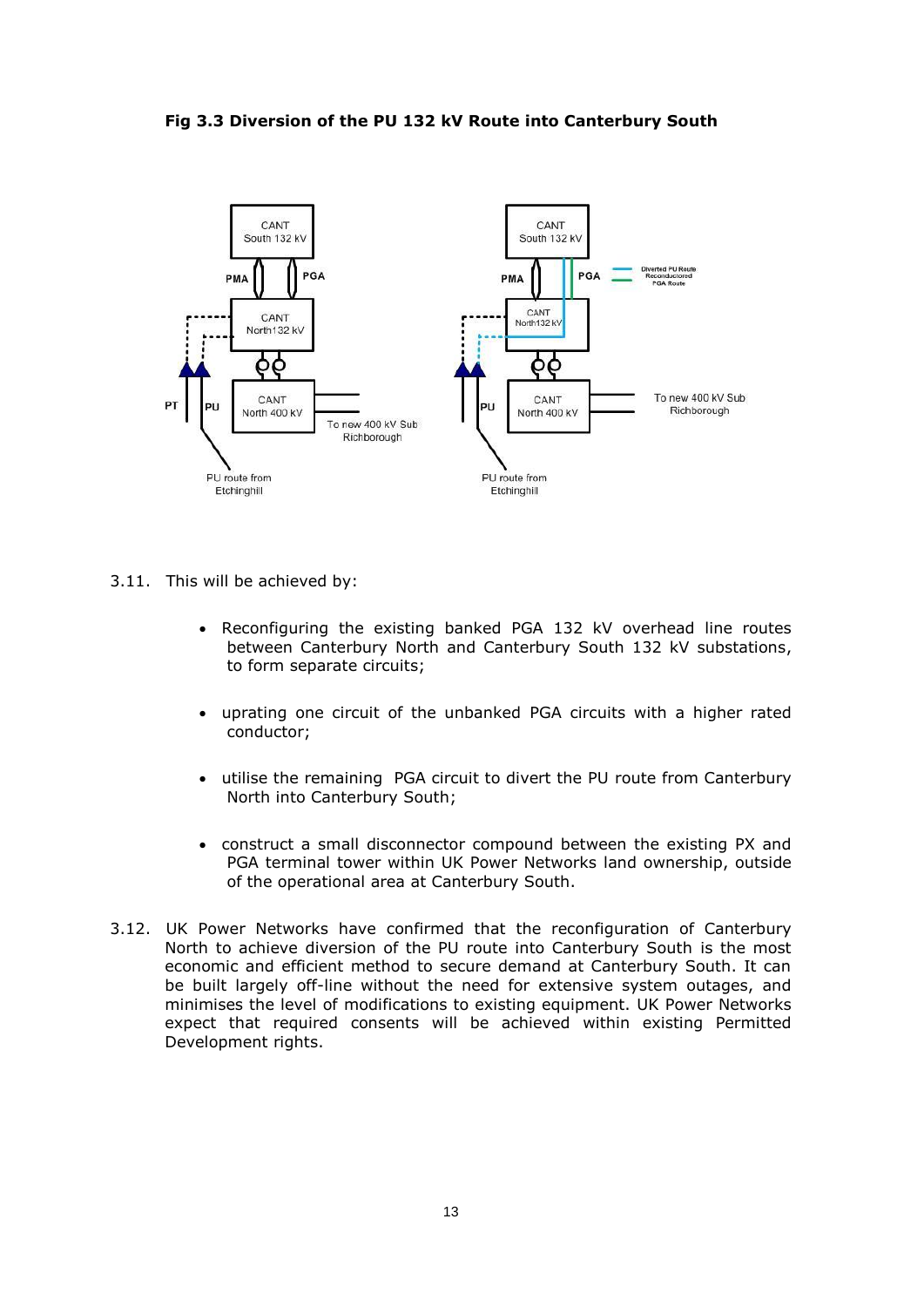**Fig 3.3 Diversion of the PU 132 kV Route into Canterbury South**

3.11. This will be achieved by:

- Reconfiguring the existing banked PGA 132 kV overhead line routes between Canterbury North and Canterbury South 132 kV substations, to form separate circuits;

- uprating one circuit of the unbanked PGA circuits with a higher rated conductor;

- utilise the remaining PGA circuit to divert the PU route from Canterbury North into Canterbury South;

- construct a small disconnector compound between the existing PX and PGA terminal tower within UK Power Networks land ownership, outside of the operational area at Canterbury South.

3.12. UK Power Networks have confirmed that the reconfiguration of Canterbury North to achieve diversion of the PU route into Canterbury South is the most economic and efficient method to secure demand at Canterbury South. It can be built largely off-line without the need for extensive system outages, and minimises the level of modifications to existing equipment. UK Power Networks expect that required consents will be achieved within existing Permitted Development rights.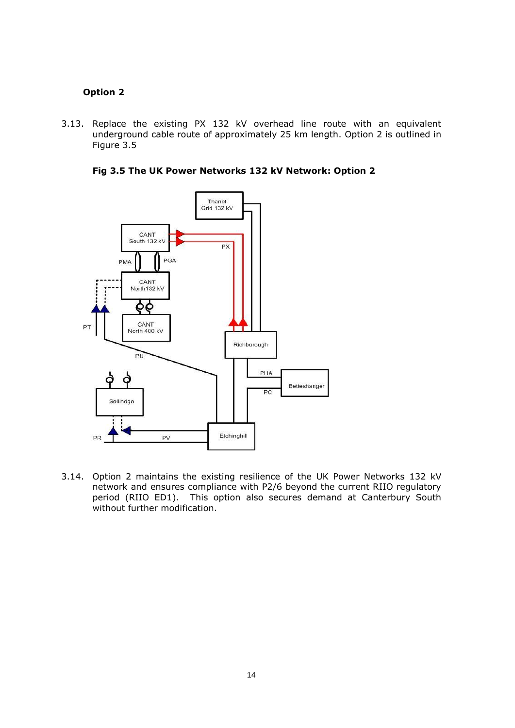**Option 2**

3.13. Replace the existing PX 132 kV overhead line route with an equivalent underground cable route of approximately 25 km length. Option 2 is outlined in Figure 3.5

**Fig 3.5 The UK Power Networks 132 kV Network: Option 2**

3.14. Option 2 maintains the existing resilience of the UK Power Networks 132 kV network and ensures compliance with P2/6 beyond the current RIIO regulatory period (RIIO ED1). This option also secures demand at Canterbury South without further modification.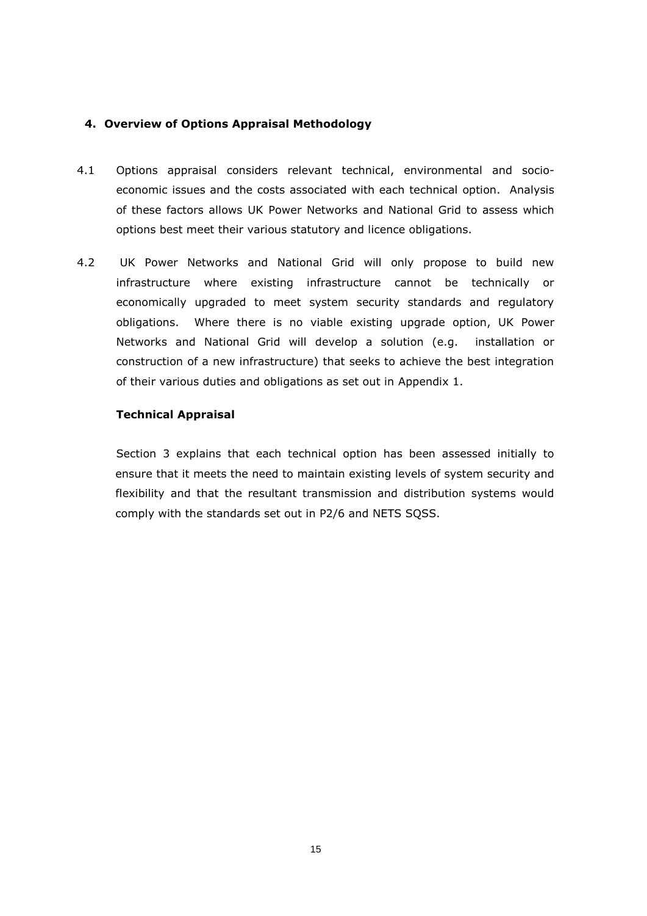## 4. Overview of Options Appraisal Methodology

4.1 Options appraisal considers relevant technical, environmental and socio-economic issues and the costs associated with each technical option. Analysis of these factors allows UK Power Networks and National Grid to assess which options best meet their various statutory and licence obligations.

4.2 UK Power Networks and National Grid will only propose to build new infrastructure where existing infrastructure cannot be technically or economically upgraded to meet system security standards and regulatory obligations. Where there is no viable existing upgrade option, UK Power Networks and National Grid will develop a solution (e.g. installation or construction of a new infrastructure) that seeks to achieve the best integration of their various duties and obligations as set out in Appendix 1.

### Technical Appraisal

Section 3 explains that each technical option has been assessed initially to ensure that it meets the need to maintain existing levels of system security and flexibility and that the resultant transmission and distribution systems would comply with the standards set out in P2/6 and NETS SQSS.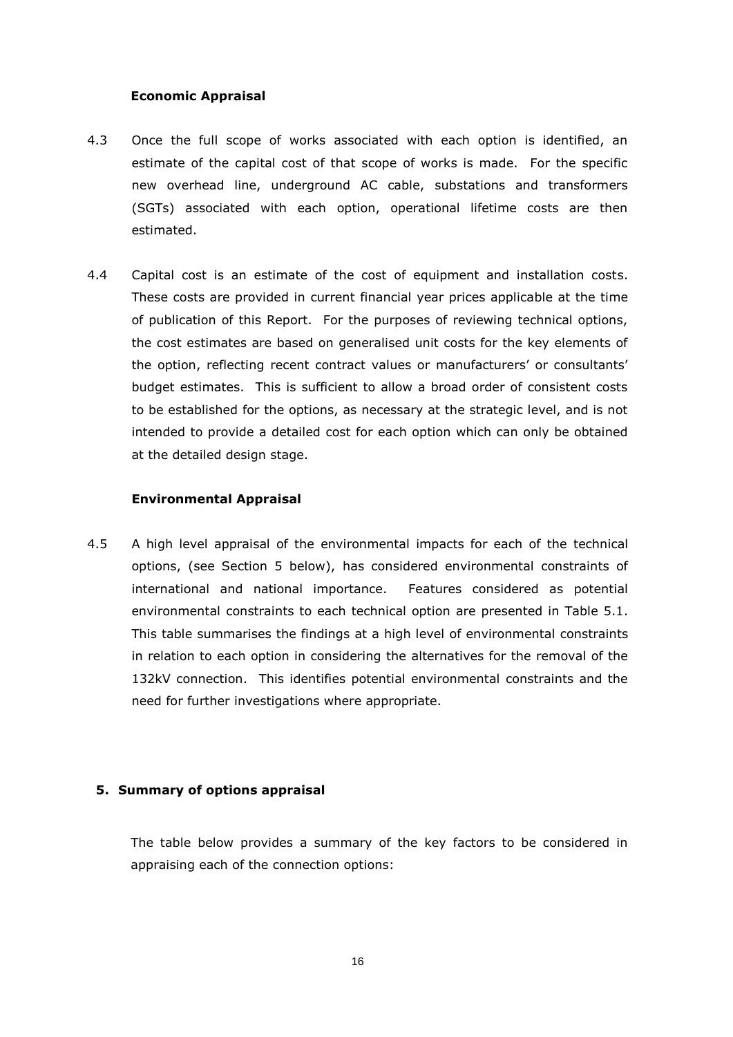### Economic Appraisal

4.3 Once the full scope of works associated with each option is identified, an estimate of the capital cost of that scope of works is made. For the specific new overhead line, underground AC cable, substations and transformers (SGTs) associated with each option, operational lifetime costs are then estimated.

4.4 Capital cost is an estimate of the cost of equipment and installation costs. These costs are provided in current financial year prices applicable at the time of publication of this Report. For the purposes of reviewing technical options, the cost estimates are based on generalised unit costs for the key elements of the option, reflecting recent contract values or manufacturers' or consultants' budget estimates. This is sufficient to allow a broad order of consistent costs to be established for the options, as necessary at the strategic level, and is not intended to provide a detailed cost for each option which can only be obtained at the detailed design stage.

### Environmental Appraisal

4.5 A high level appraisal of the environmental impacts for each of the technical options, (see Section 5 below), has considered environmental constraints of international and national importance. Features considered as potential environmental constraints to each technical option are presented in Table 5.1. This table summarises the findings at a high level of environmental constraints in relation to each option in considering the alternatives for the removal of the 132kV connection. This identifies potential environmental constraints and the need for further investigations where appropriate.

## 5. Summary of options appraisal

The table below provides a summary of the key factors to be considered in appraising each of the connection options: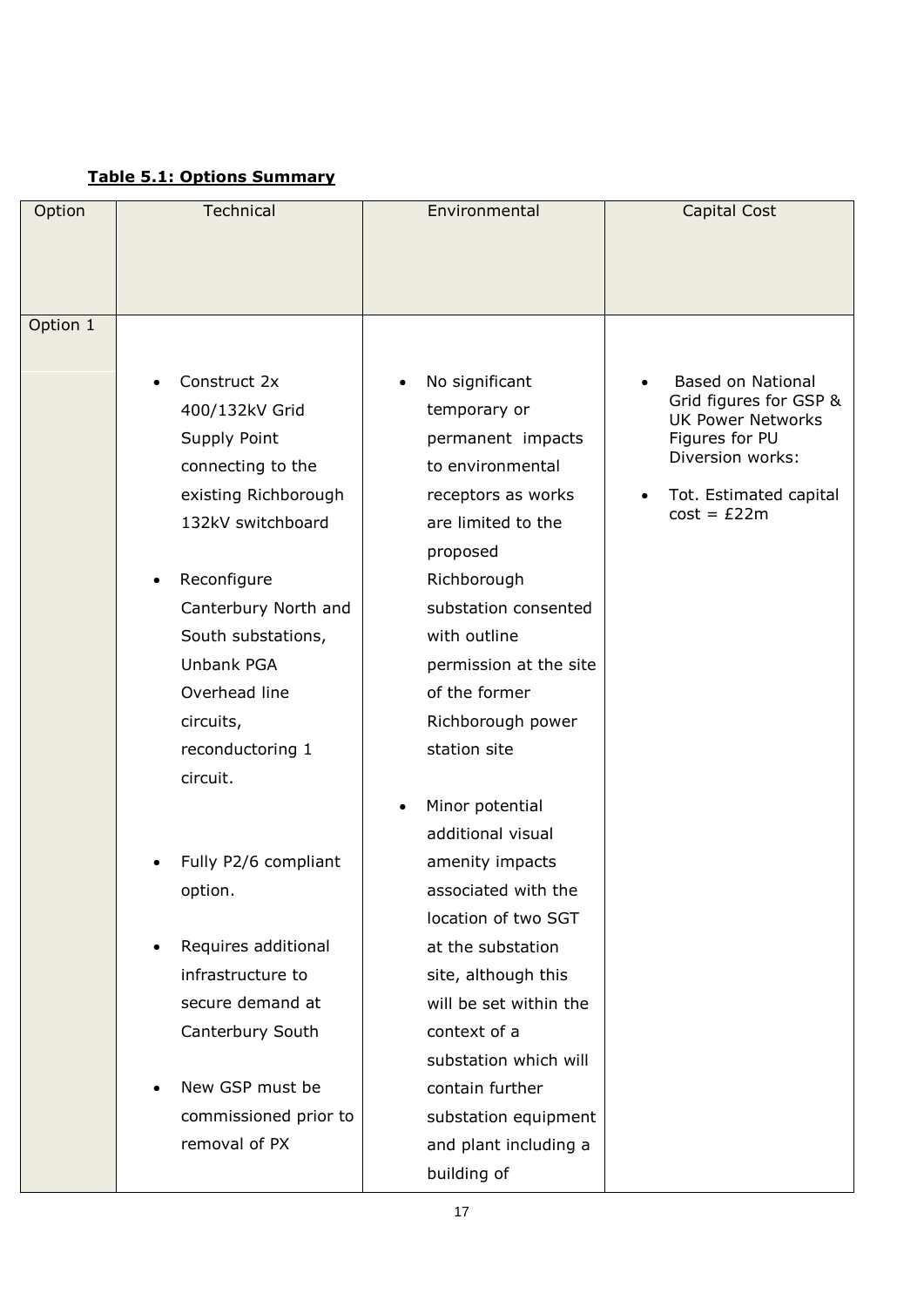**Table 5.1: Options Summary**

| Option | Technical | Environmental | Capital Cost |
|---|---|---|---|
| Option 1 | • Construct 2x 400/132kV Grid Supply Point connecting to the existing Richborough 132kV switchboard<br><br>• Reconfigure Canterbury North and South substations, Unbank PGA Overhead line circuits, reconductoring 1 circuit.<br><br>• Fully P2/6 compliant option.<br><br>• Requires additional infrastructure to secure demand at Canterbury South<br><br>• New GSP must be commissioned prior to removal of PX | • No significant temporary or permanent impacts to environmental receptors as works are limited to the proposed Richborough substation consented with outline permission at the site of the former Richborough power station site<br><br>• Minor potential additional visual amenity impacts associated with the location of two SGT at the substation site, although this will be set within the context of a substation which will contain further substation equipment and plant including a building of | • Based on National Grid figures for GSP & UK Power Networks Figures for PU Diversion works:<br><br>• Tot. Estimated capital cost = £22m |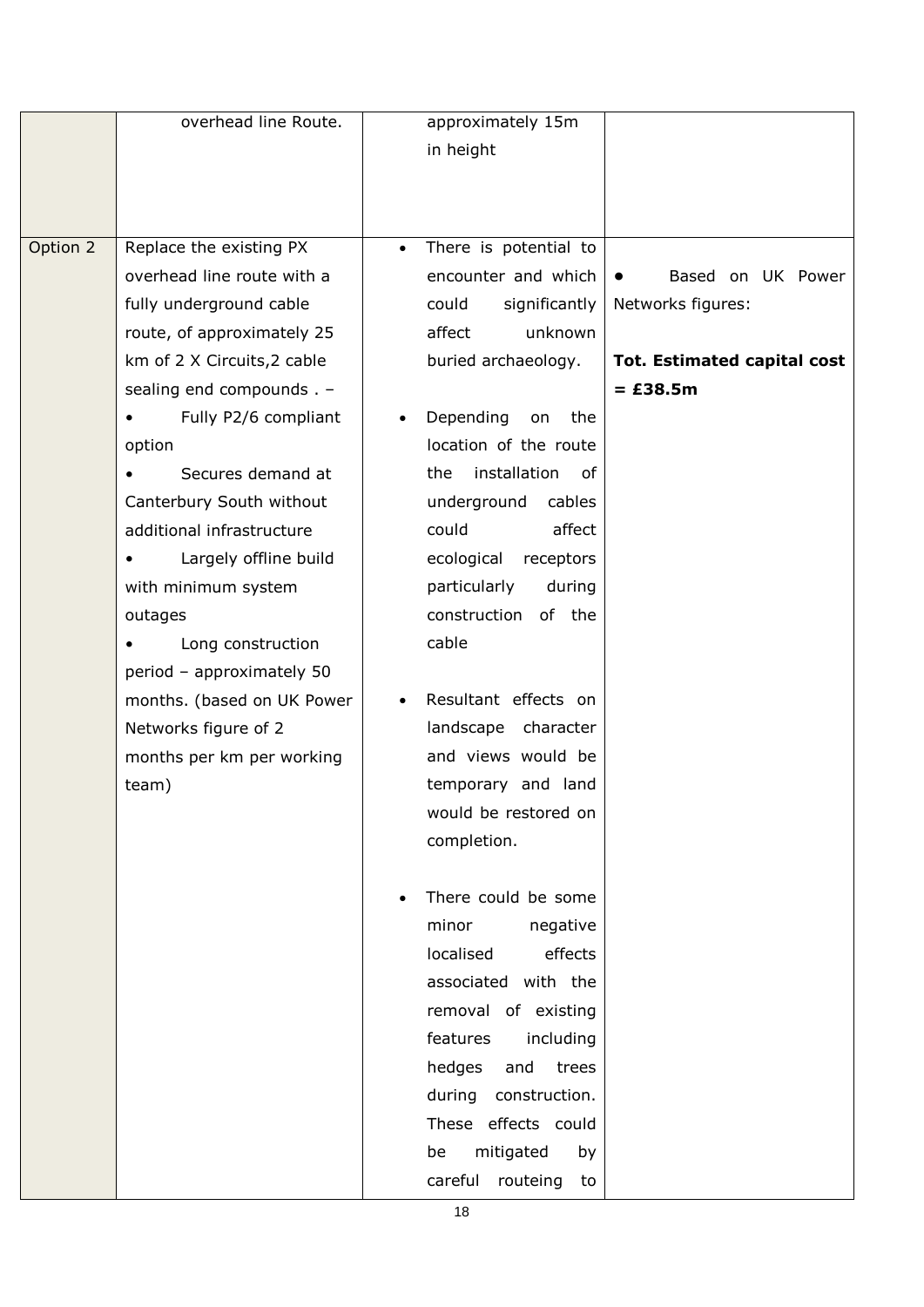| | | | |
|---|---|---|---|
| | overhead line Route. | approximately 15m in height | |
| Option 2 | Replace the existing PX overhead line route with a fully underground cable route, of approximately 25 km of 2 X Circuits,2 cable sealing end compounds . – <br>• Fully P2/6 compliant option <br>• Secures demand at Canterbury South without additional infrastructure <br>• Largely offline build with minimum system outages <br>• Long construction period – approximately 50 months. (based on UK Power Networks figure of 2 months per km per working team) | • There is potential to encounter and which could significantly affect unknown buried archaeology. <br><br>• Depending on the location of the route the installation of underground cables could affect ecological receptors particularly during construction of the cable <br><br>• Resultant effects on landscape character and views would be temporary and land would be restored on completion. <br><br>• There could be some minor negative localised effects associated with the removal of existing features including hedges and trees during construction. These effects could be mitigated by careful routeing to | • Based on UK Power Networks figures: <br><br>**Tot. Estimated capital cost = £38.5m** |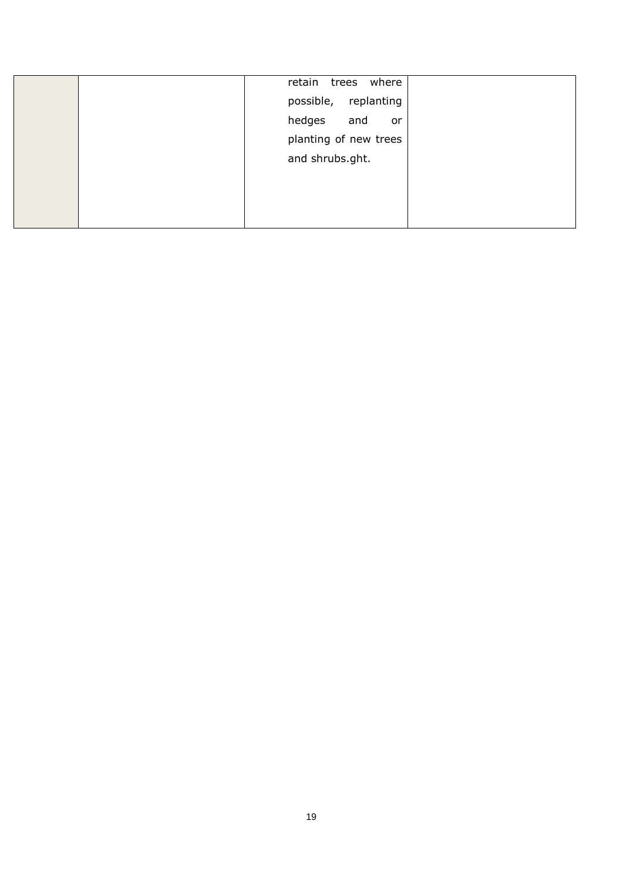|  |  |  |  |
|---|---|---|---|
|  |  | retain trees where possible, replanting hedges and or planting of new trees and shrubs.ght. |  |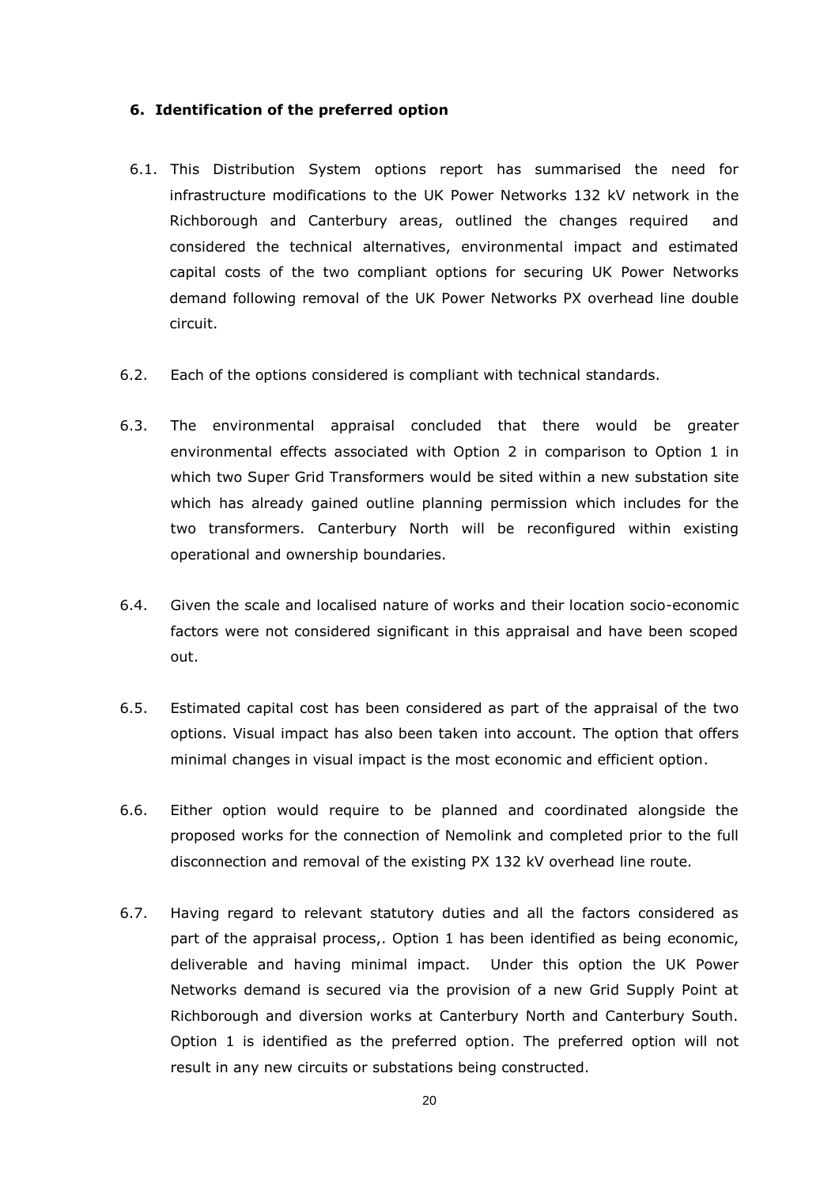## 6. Identification of the preferred option

6.1. This Distribution System options report has summarised the need for infrastructure modifications to the UK Power Networks 132 kV network in the Richborough and Canterbury areas, outlined the changes required and considered the technical alternatives, environmental impact and estimated capital costs of the two compliant options for securing UK Power Networks demand following removal of the UK Power Networks PX overhead line double circuit.

6.2. Each of the options considered is compliant with technical standards.

6.3. The environmental appraisal concluded that there would be greater environmental effects associated with Option 2 in comparison to Option 1 in which two Super Grid Transformers would be sited within a new substation site which has already gained outline planning permission which includes for the two transformers. Canterbury North will be reconfigured within existing operational and ownership boundaries.

6.4. Given the scale and localised nature of works and their location socio-economic factors were not considered significant in this appraisal and have been scoped out.

6.5. Estimated capital cost has been considered as part of the appraisal of the two options. Visual impact has also been taken into account. The option that offers minimal changes in visual impact is the most economic and efficient option.

6.6. Either option would require to be planned and coordinated alongside the proposed works for the connection of Nemolink and completed prior to the full disconnection and removal of the existing PX 132 kV overhead line route.

6.7. Having regard to relevant statutory duties and all the factors considered as part of the appraisal process,. Option 1 has been identified as being economic, deliverable and having minimal impact. Under this option the UK Power Networks demand is secured via the provision of a new Grid Supply Point at Richborough and diversion works at Canterbury North and Canterbury South. Option 1 is identified as the preferred option. The preferred option will not result in any new circuits or substations being constructed.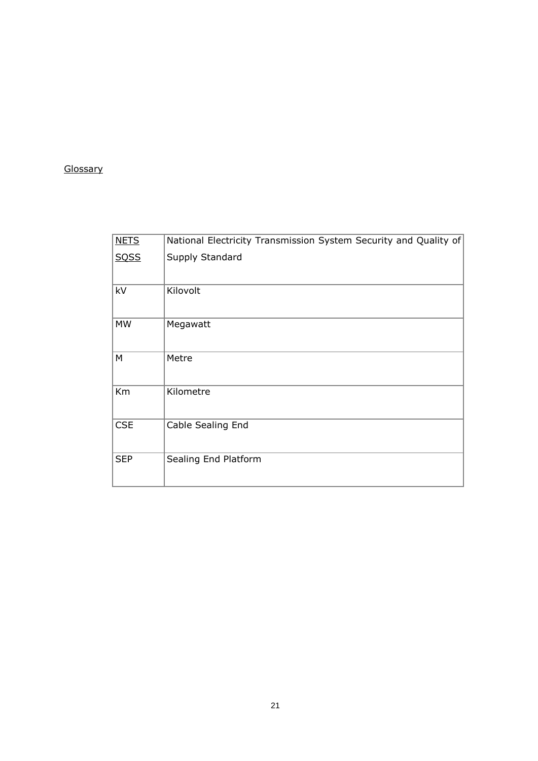<u>Glossary</u>

| | |
|---|---|
| <u>NETS SQSS</u> | National Electricity Transmission System Security and Quality of Supply Standard |
| kV | Kilovolt |
| MW | Megawatt |
| M | Metre |
| Km | Kilometre |
| CSE | Cable Sealing End |
| SEP | Sealing End Platform |